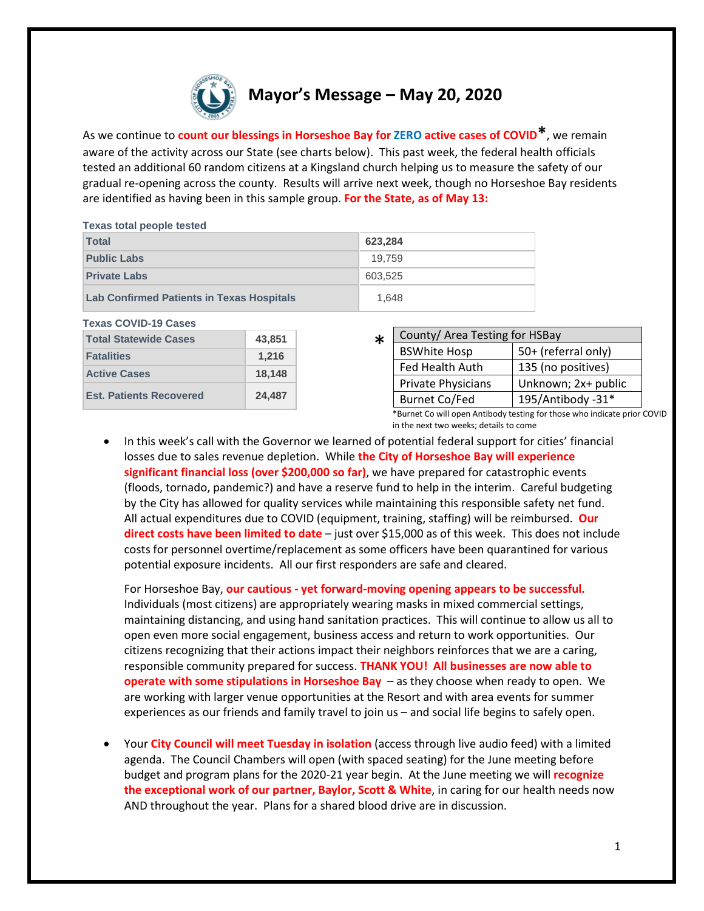# Mayor's Message – May 20, 2020

As we continue to **count our blessings in Horseshoe Bay for ZERO active cases of COVID***, we remain aware of the activity across our State (see charts below). This past week, the federal health officials tested an additional 60 random citizens at a Kingsland church helping us to measure the safety of our gradual re-opening across the county. Results will arrive next week, though no Horseshoe Bay residents are identified as having been in this sample group. **For the State, as of May 13:**

**Texas total people tested**

| | |
|---|---|
| **Total** | **623,284** |
| **Public Labs** | 19,759 |
| **Private Labs** | 603,525 |
| **Lab Confirmed Patients in Texas Hospitals** | 1,648 |

**Texas COVID-19 Cases**

| | |
|---|---|
| **Total Statewide Cases** | **43,851** |
| **Fatalities** | **1,216** |
| **Active Cases** | **18,148** |
| **Est. Patients Recovered** | **24,487** |

*

| County/ Area Testing for HSBay | |
|---|---|
| BSWhite Hosp | 50+ (referral only) |
| Fed Health Auth | 135 (no positives) |
| Private Physicians | Unknown; 2x+ public |
| Burnet Co/Fed | 195/Antibody -31* |

*Burnet Co will open Antibody testing for those who indicate prior COVID in the next two weeks; details to come

- In this week's call with the Governor we learned of potential federal support for cities' financial losses due to sales revenue depletion. While **the City of Horseshoe Bay will experience significant financial loss (over $200,000 so far)**, we have prepared for catastrophic events (floods, tornado, pandemic?) and have a reserve fund to help in the interim. Careful budgeting by the City has allowed for quality services while maintaining this responsible safety net fund. All actual expenditures due to COVID (equipment, training, staffing) will be reimbursed. **Our direct costs have been limited to date** – just over $15,000 as of this week. This does not include costs for personnel overtime/replacement as some officers have been quarantined for various potential exposure incidents. All our first responders are safe and cleared.

  For Horseshoe Bay, **our cautious - yet forward-moving opening appears to be successful.** Individuals (most citizens) are appropriately wearing masks in mixed commercial settings, maintaining distancing, and using hand sanitation practices. This will continue to allow us all to open even more social engagement, business access and return to work opportunities. Our citizens recognizing that their actions impact their neighbors reinforces that we are a caring, responsible community prepared for success. **THANK YOU! All businesses are now able to operate with some stipulations in Horseshoe Bay** – as they choose when ready to open. We are working with larger venue opportunities at the Resort and with area events for summer experiences as our friends and family travel to join us – and social life begins to safely open.

- Your **City Council will meet Tuesday in isolation** (access through live audio feed) with a limited agenda. The Council Chambers will open (with spaced seating) for the June meeting before budget and program plans for the 2020-21 year begin. At the June meeting we will **recognize the exceptional work of our partner, Baylor, Scott & White**, in caring for our health needs now AND throughout the year. Plans for a shared blood drive are in discussion.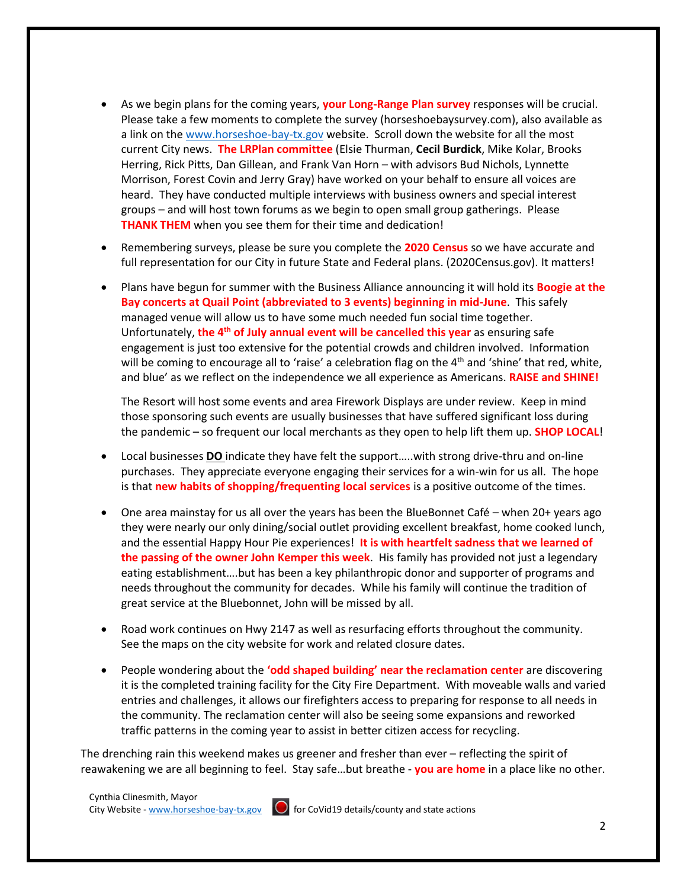- As we begin plans for the coming years, **your Long-Range Plan survey** responses will be crucial. Please take a few moments to complete the survey (horseshoebaysurvey.com), also available as a link on the [www.horseshoe-bay-tx.gov](http://www.horseshoe-bay-tx.gov) website. Scroll down the website for all the most current City news. **The LRPlan committee** (Elsie Thurman, **Cecil Burdick**, Mike Kolar, Brooks Herring, Rick Pitts, Dan Gillean, and Frank Van Horn – with advisors Bud Nichols, Lynnette Morrison, Forest Covin and Jerry Gray) have worked on your behalf to ensure all voices are heard. They have conducted multiple interviews with business owners and special interest groups – and will host town forums as we begin to open small group gatherings. Please **THANK THEM** when you see them for their time and dedication!

- Remembering surveys, please be sure you complete the **2020 Census** so we have accurate and full representation for our City in future State and Federal plans. (2020Census.gov). It matters!

- Plans have begun for summer with the Business Alliance announcing it will hold its **Boogie at the Bay concerts at Quail Point (abbreviated to 3 events) beginning in mid-June**. This safely managed venue will allow us to have some much needed fun social time together. Unfortunately, **the 4th of July annual event will be cancelled this year** as ensuring safe engagement is just too extensive for the potential crowds and children involved. Information will be coming to encourage all to 'raise' a celebration flag on the 4th and 'shine' that red, white, and blue' as we reflect on the independence we all experience as Americans. **RAISE and SHINE!**

  The Resort will host some events and area Firework Displays are under review. Keep in mind those sponsoring such events are usually businesses that have suffered significant loss during the pandemic – so frequent our local merchants as they open to help lift them up. **SHOP LOCAL**!

- Local businesses **<u>DO</u>** indicate they have felt the support…..with strong drive-thru and on-line purchases. They appreciate everyone engaging their services for a win-win for us all. The hope is that **new habits of shopping/frequenting local services** is a positive outcome of the times.

- One area mainstay for us all over the years has been the BlueBonnet Café – when 20+ years ago they were nearly our only dining/social outlet providing excellent breakfast, home cooked lunch, and the essential Happy Hour Pie experiences! **It is with heartfelt sadness that we learned of the passing of the owner John Kemper this week**. His family has provided not just a legendary eating establishment….but has been a key philanthropic donor and supporter of programs and needs throughout the community for decades. While his family will continue the tradition of great service at the Bluebonnet, John will be missed by all.

- Road work continues on Hwy 2147 as well as resurfacing efforts throughout the community. See the maps on the city website for work and related closure dates.

- People wondering about the **'odd shaped building' near the reclamation center** are discovering it is the completed training facility for the City Fire Department. With moveable walls and varied entries and challenges, it allows our firefighters access to preparing for response to all needs in the community. The reclamation center will also be seeing some expansions and reworked traffic patterns in the coming year to assist in better citizen access for recycling.

The drenching rain this weekend makes us greener and fresher than ever – reflecting the spirit of reawakening we are all beginning to feel. Stay safe…but breathe - **you are home** in a place like no other.

Cynthia Clinesmith, Mayor
City Website - [www.horseshoe-bay-tx.gov](http://www.horseshoe-bay-tx.gov) for CoVid19 details/county and state actions